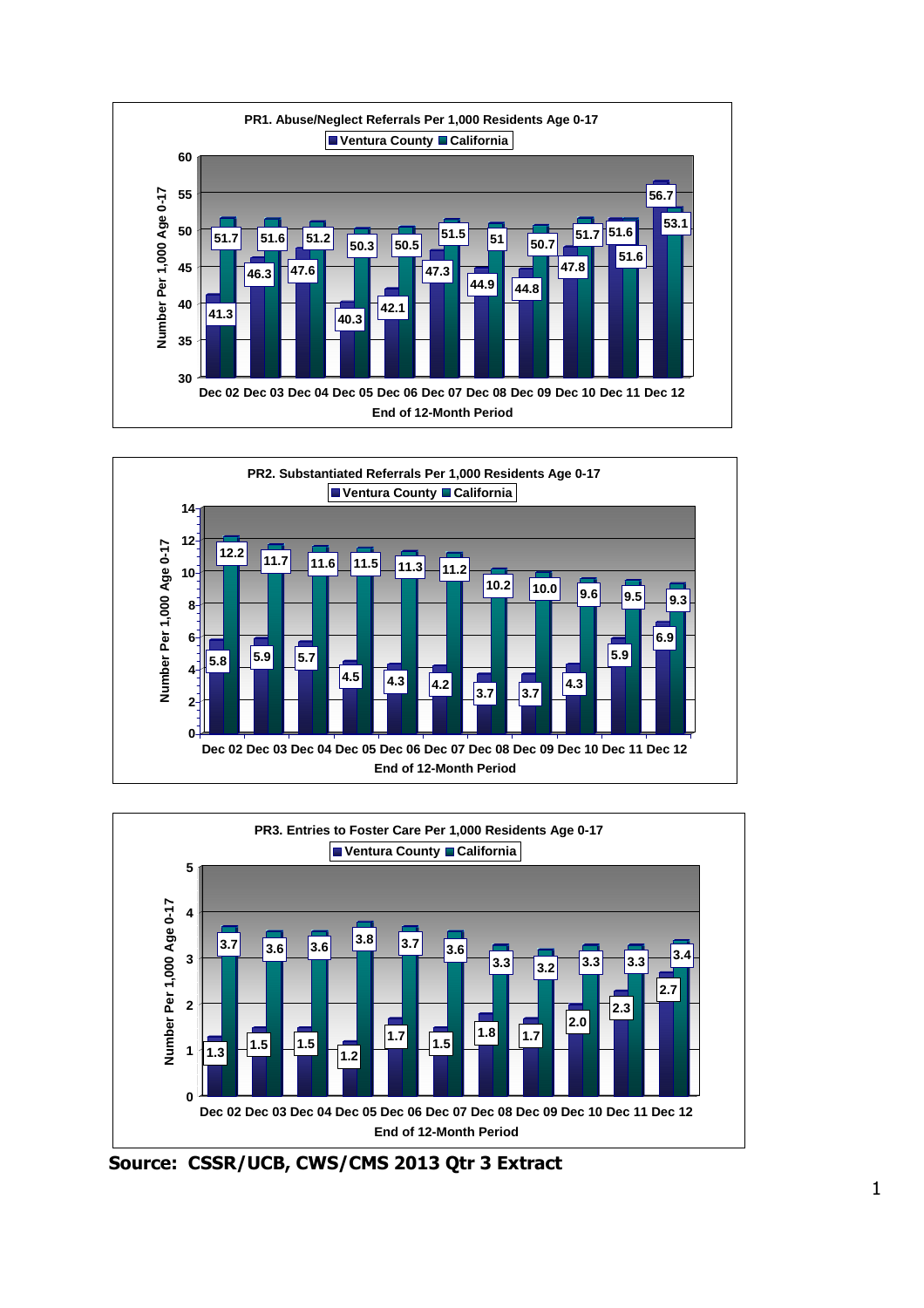## PR1. Abuse/Neglect Referrals Per 1,000 Residents Age 0-17

| End of 12-Month Period | Ventura County | California |
|---|---|---|
| Dec 02 | 41.3 | 51.7 |
| Dec 03 | 46.3 | 51.6 |
| Dec 04 | 47.6 | 51.2 |
| Dec 05 | 40.3 | 50.3 |
| Dec 06 | 42.1 | 50.5 |
| Dec 07 | 47.3 | 51.5 |
| Dec 08 | 44.9 | 51 |
| Dec 09 | 44.8 | 50.7 |
| Dec 10 | 47.8 | 51.7 |
| Dec 11 | 51.6 | 51.6 |
| Dec 12 | 56.7 | 53.1 |

Number Per 1,000 Age 0-17

## PR2. Substantiated Referrals Per 1,000 Residents Age 0-17

| End of 12-Month Period | Ventura County | California |
|---|---|---|
| Dec 02 | 5.8 | 12.2 |
| Dec 03 | 5.9 | 11.7 |
| Dec 04 | 5.7 | 11.6 |
| Dec 05 | 4.5 | 11.5 |
| Dec 06 | 4.3 | 11.3 |
| Dec 07 | 4.2 | 11.2 |
| Dec 08 | 3.7 | 10.2 |
| Dec 09 | 3.7 | 10.0 |
| Dec 10 | 4.3 | 9.6 |
| Dec 11 | 5.9 | 9.5 |
| Dec 12 | 6.9 | 9.3 |

Number Per 1,000 Age 0-17

## PR3. Entries to Foster Care Per 1,000 Residents Age 0-17

| End of 12-Month Period | Ventura County | California |
|---|---|---|
| Dec 02 | 1.3 | 3.7 |
| Dec 03 | 1.5 | 3.6 |
| Dec 04 | 1.5 | 3.6 |
| Dec 05 | 1.2 | 3.8 |
| Dec 06 | 1.7 | 3.7 |
| Dec 07 | 1.5 | 3.6 |
| Dec 08 | 1.8 | 3.3 |
| Dec 09 | 1.7 | 3.2 |
| Dec 10 | 2.0 | 3.3 |
| Dec 11 | 2.3 | 3.3 |
| Dec 12 | 2.7 | 3.4 |

Number Per 1,000 Age 0-17

**Source: CSSR/UCB, CWS/CMS 2013 Qtr 3 Extract**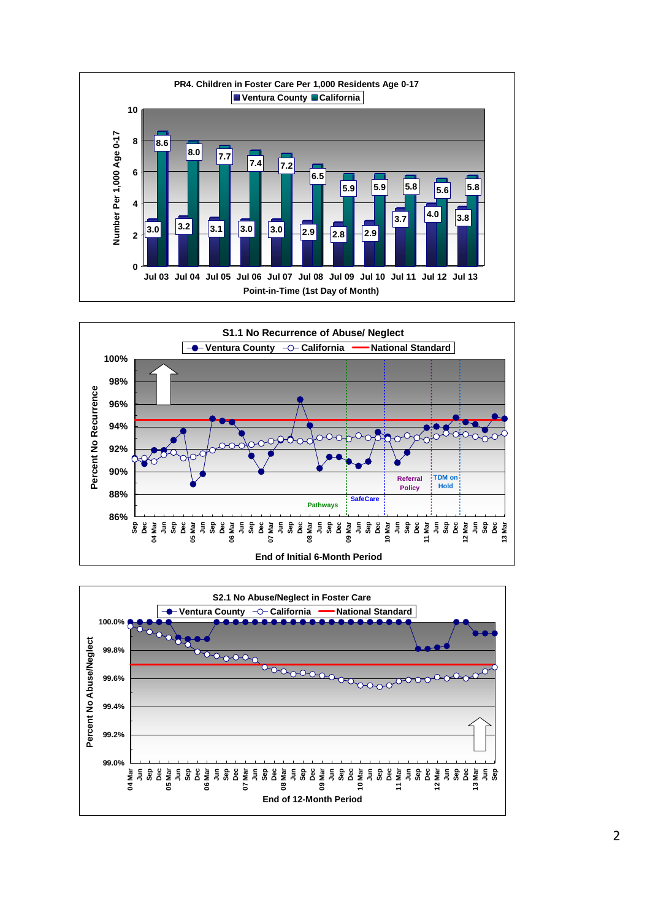## PR4. Children in Foster Care Per 1,000 Residents Age 0-17

Legend: Ventura County, California

Y-axis: Number Per 1,000 Age 0-17

X-axis: Point-in-Time (1st Day of Month)

| Point-in-Time | Ventura County | California |
|---|---|---|
| Jul 03 | 3.0 | 8.6 |
| Jul 04 | 3.2 | 8.0 |
| Jul 05 | 3.1 | 7.7 |
| Jul 06 | 3.0 | 7.4 |
| Jul 07 | 3.0 | 7.2 |
| Jul 08 | 2.9 | 6.5 |
| Jul 09 | 2.8 | 5.9 |
| Jul 10 | 2.9 | 5.9 |
| Jul 11 | 3.7 | 5.8 |
| Jul 12 | 4.0 | 5.6 |
| Jul 13 | 3.8 | 5.8 |

## S1.1 No Recurrence of Abuse/ Neglect

Legend: Ventura County, California, National Standard

Y-axis: Percent No Recurrence (86% – 100%)

X-axis: End of Initial 6-Month Period (Sep 03 – 13 Mar)

Annotations: Pathways, SafeCare, Referral Policy, TDM on Hold

## S2.1 No Abuse/Neglect in Foster Care

Legend: Ventura County, California, National Standard

Y-axis: Percent No Abuse/Neglect (99.0% – 100.0%)

X-axis: End of 12-Month Period (04 Mar – Sep 13)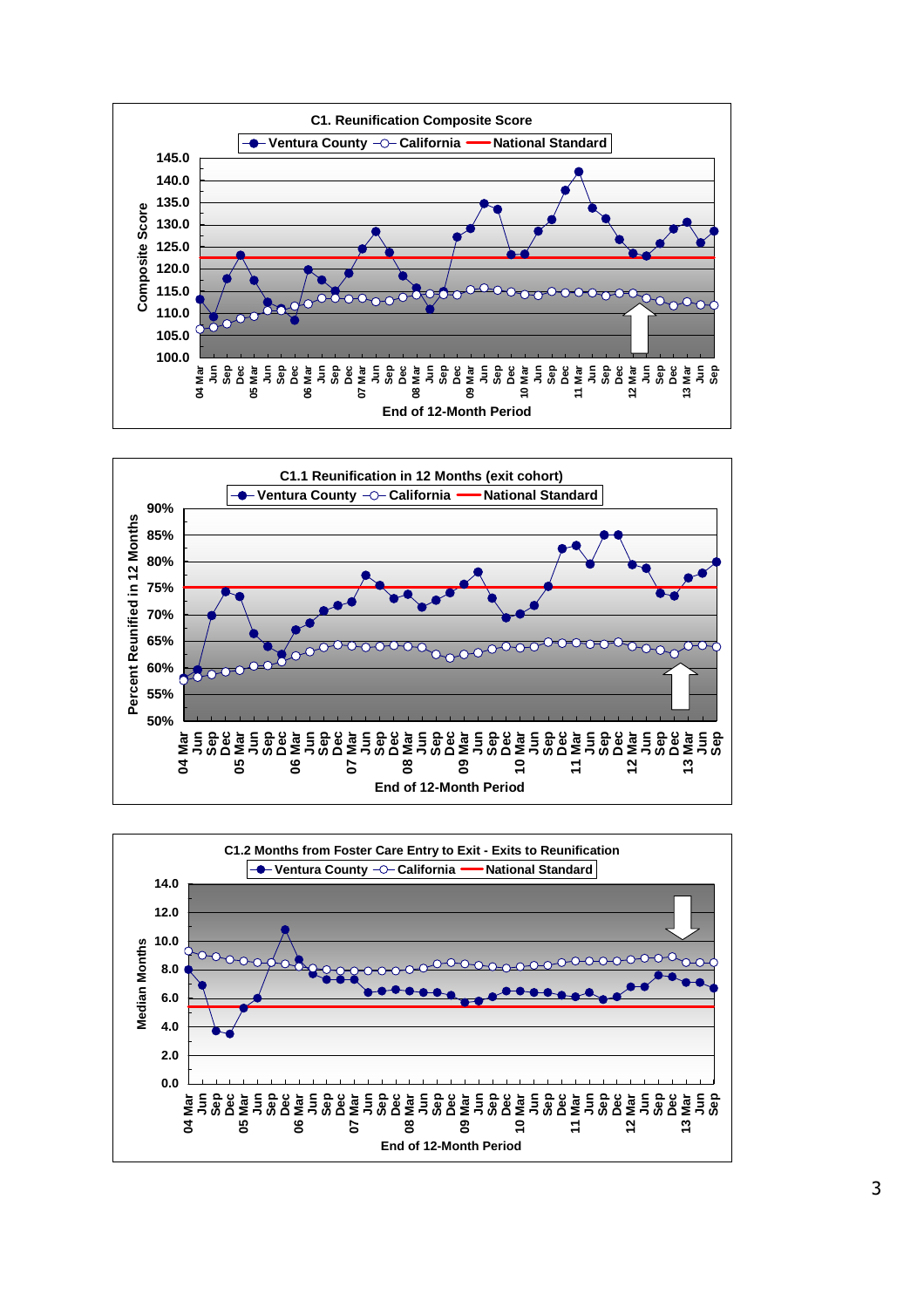**C1. Reunification Composite Score**

Ventura County — California — National Standard

Composite Score (100.0–145.0)

End of 12-Month Period (04 Mar – 13 Sep)

**C1.1 Reunification in 12 Months (exit cohort)**

Ventura County — California — National Standard

Percent Reunified in 12 Months (50%–90%)

End of 12-Month Period (04 Mar – 13 Sep)

**C1.2 Months from Foster Care Entry to Exit - Exits to Reunification**

Ventura County — California — National Standard

Median Months (0.0–14.0)

End of 12-Month Period (04 Mar – 13 Sep)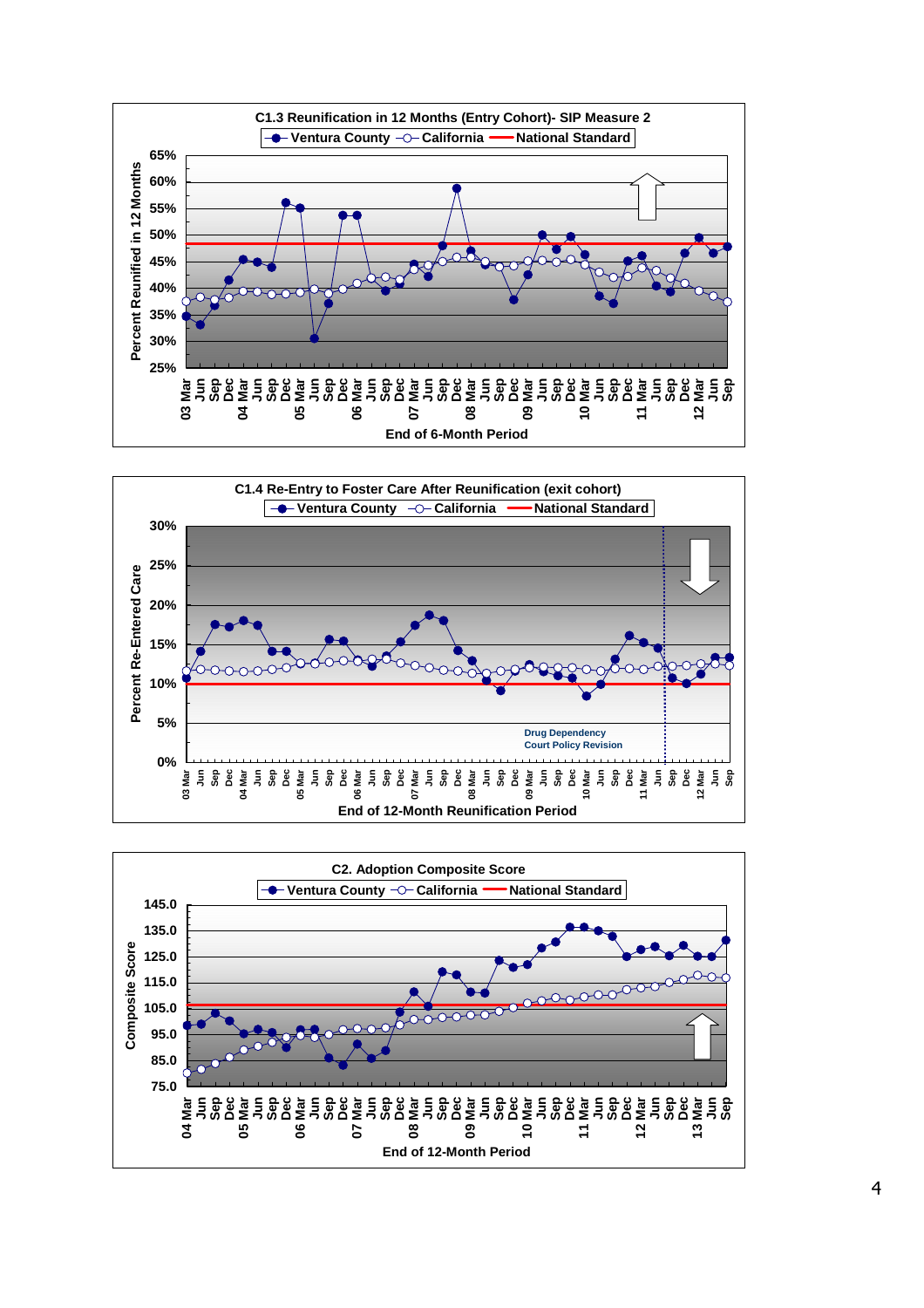**C1.3 Reunification in 12 Months (Entry Cohort)- SIP Measure 2**

Ventura County — California — National Standard

Percent Reunified in 12 Months

End of 6-Month Period

**C1.4 Re-Entry to Foster Care After Reunification (exit cohort)**

Ventura County — California — National Standard

Percent Re-Entered Care

Drug Dependency Court Policy Revision

End of 12-Month Reunification Period

**C2. Adoption Composite Score**

Ventura County — California — National Standard

Composite Score

End of 12-Month Period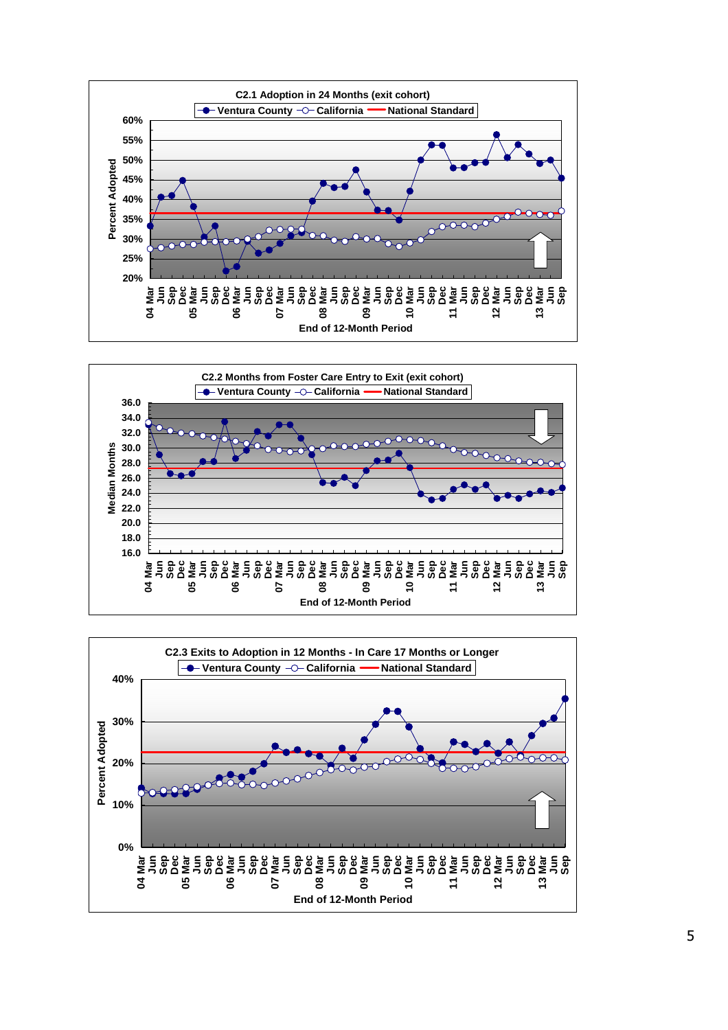**C2.1 Adoption in 24 Months (exit cohort)**

Ventura County — California — National Standard

Percent Adopted

60% 55% 50% 45% 40% 35% 30% 25% 20%

04 Mar Jun Sep Dec 05 Mar Jun Sep Dec 06 Mar Jun Sep Dec 07 Mar Jun Sep Dec 08 Mar Jun Sep Dec 09 Mar Jun Sep Dec 10 Mar Jun Sep Dec 11 Mar Jun Sep Dec 12 Mar Jun Sep Dec 13 Mar Jun Sep

End of 12-Month Period

**C2.2 Months from Foster Care Entry to Exit (exit cohort)**

Ventura County — California — National Standard

Median Months

36.0 34.0 32.0 30.0 28.0 26.0 24.0 22.0 20.0 18.0 16.0

04 Mar Jun Sep Dec 05 Mar Jun Sep Dec 06 Mar Jun Sep Dec 07 Mar Jun Sep Dec 08 Mar Jun Sep Dec 09 Mar Jun Sep Dec 10 Mar Jun Sep Dec 11 Mar Jun Sep Dec 12 Mar Jun Sep Dec 13 Mar Jun Sep

End of 12-Month Period

**C2.3 Exits to Adoption in 12 Months - In Care 17 Months or Longer**

Ventura County — California — National Standard

Percent Adopted

40% 30% 20% 10% 0%

04 Mar Jun Sep Dec 05 Mar Jun Sep Dec 06 Mar Jun Sep Dec 07 Mar Jun Sep Dec 08 Mar Jun Sep Dec 09 Mar Jun Sep Dec 10 Mar Jun Sep Dec 11 Mar Jun Sep Dec 12 Mar Jun Sep Dec 13 Mar Jun Sep

End of 12-Month Period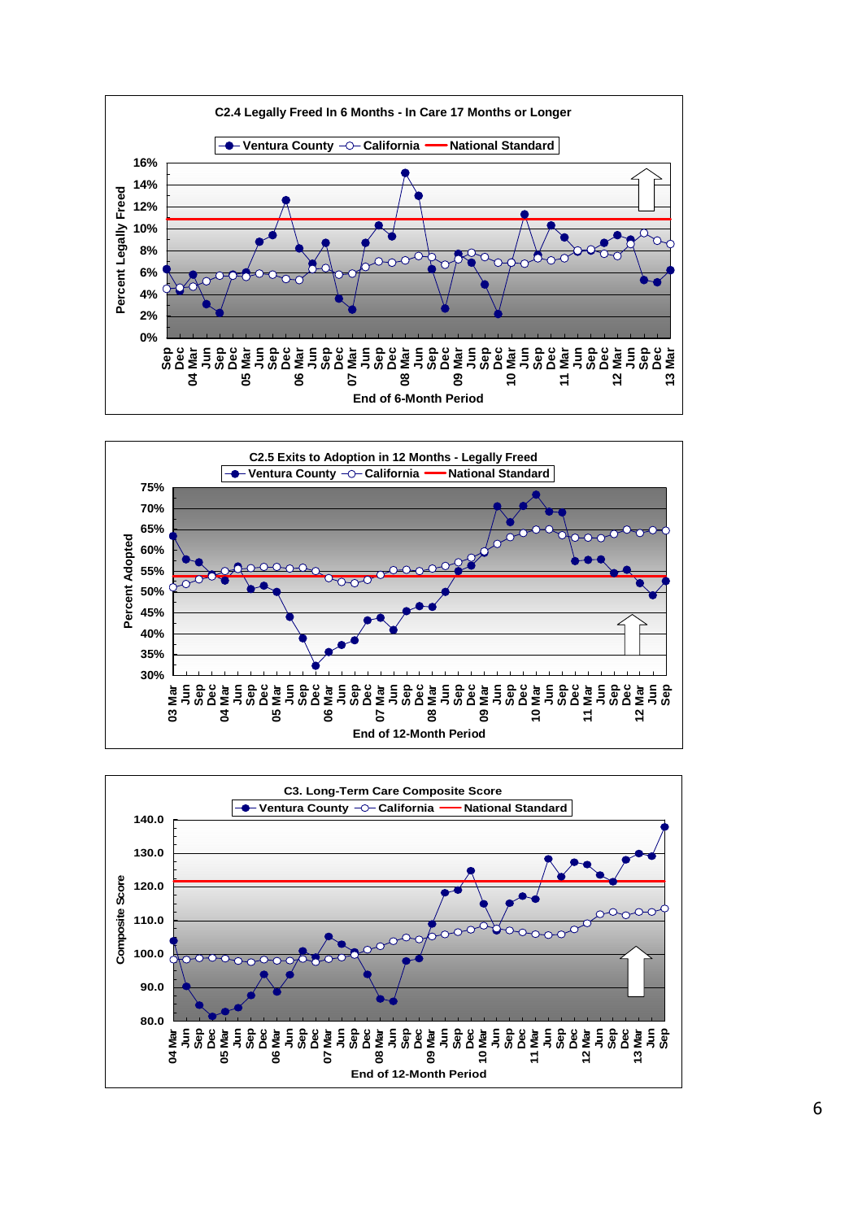**C2.4 Legally Freed In 6 Months - In Care 17 Months or Longer**

Ventura County — California — National Standard

Percent Legally Freed

End of 6-Month Period

**C2.5 Exits to Adoption in 12 Months - Legally Freed**

Ventura County — California — National Standard

Percent Adopted

End of 12-Month Period

**C3. Long-Term Care Composite Score**

Ventura County — California — National Standard

Composite Score

End of 12-Month Period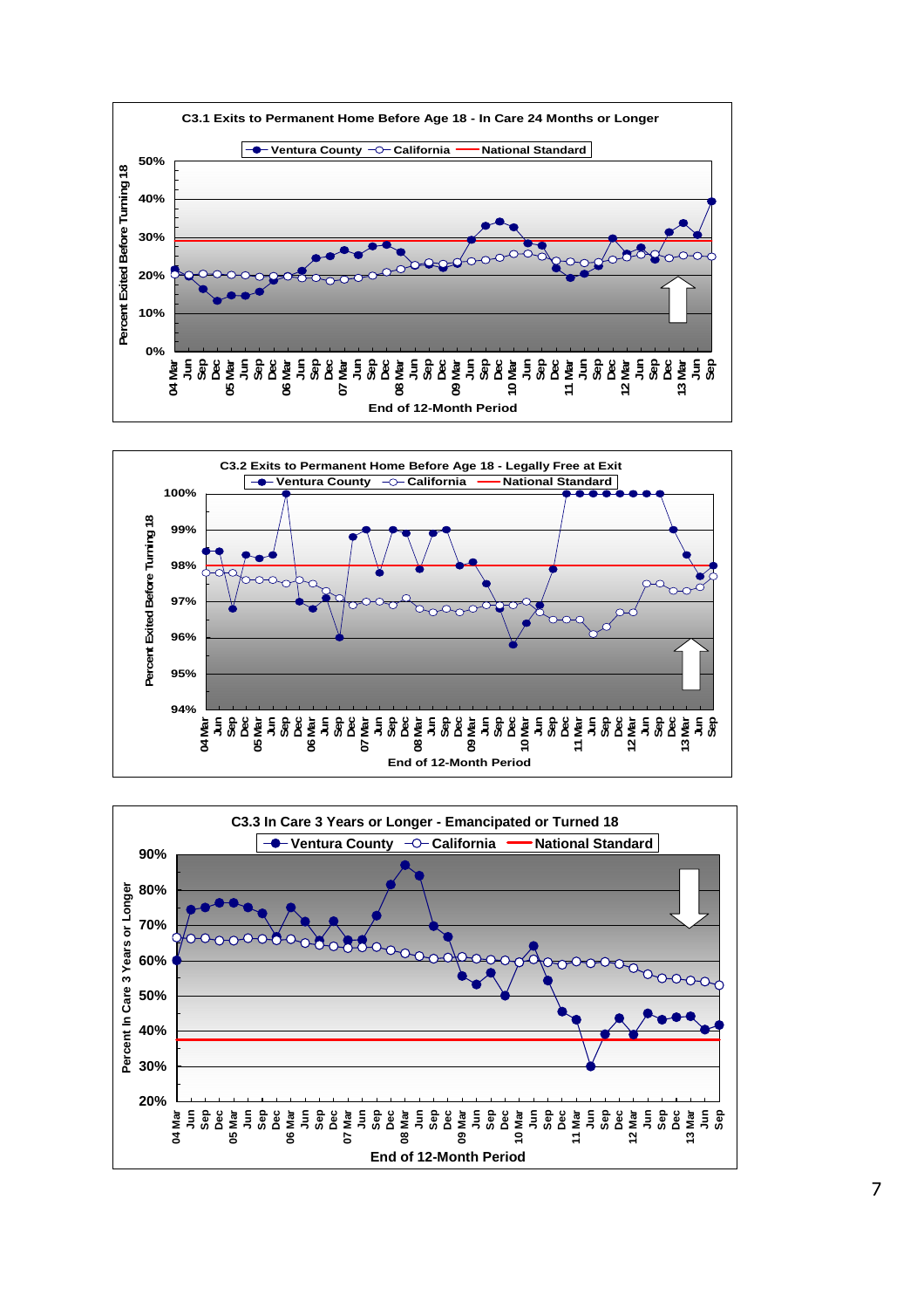**C3.1 Exits to Permanent Home Before Age 18 - In Care 24 Months or Longer**

Ventura County — California — National Standard

Percent Exited Before Turning 18

End of 12-Month Period

**C3.2 Exits to Permanent Home Before Age 18 - Legally Free at Exit**

Ventura County — California — National Standard

Percent Exited Before Turning 18

End of 12-Month Period

**C3.3 In Care 3 Years or Longer - Emancipated or Turned 18**

Ventura County — California — National Standard

Percent In Care 3 Years or Longer

End of 12-Month Period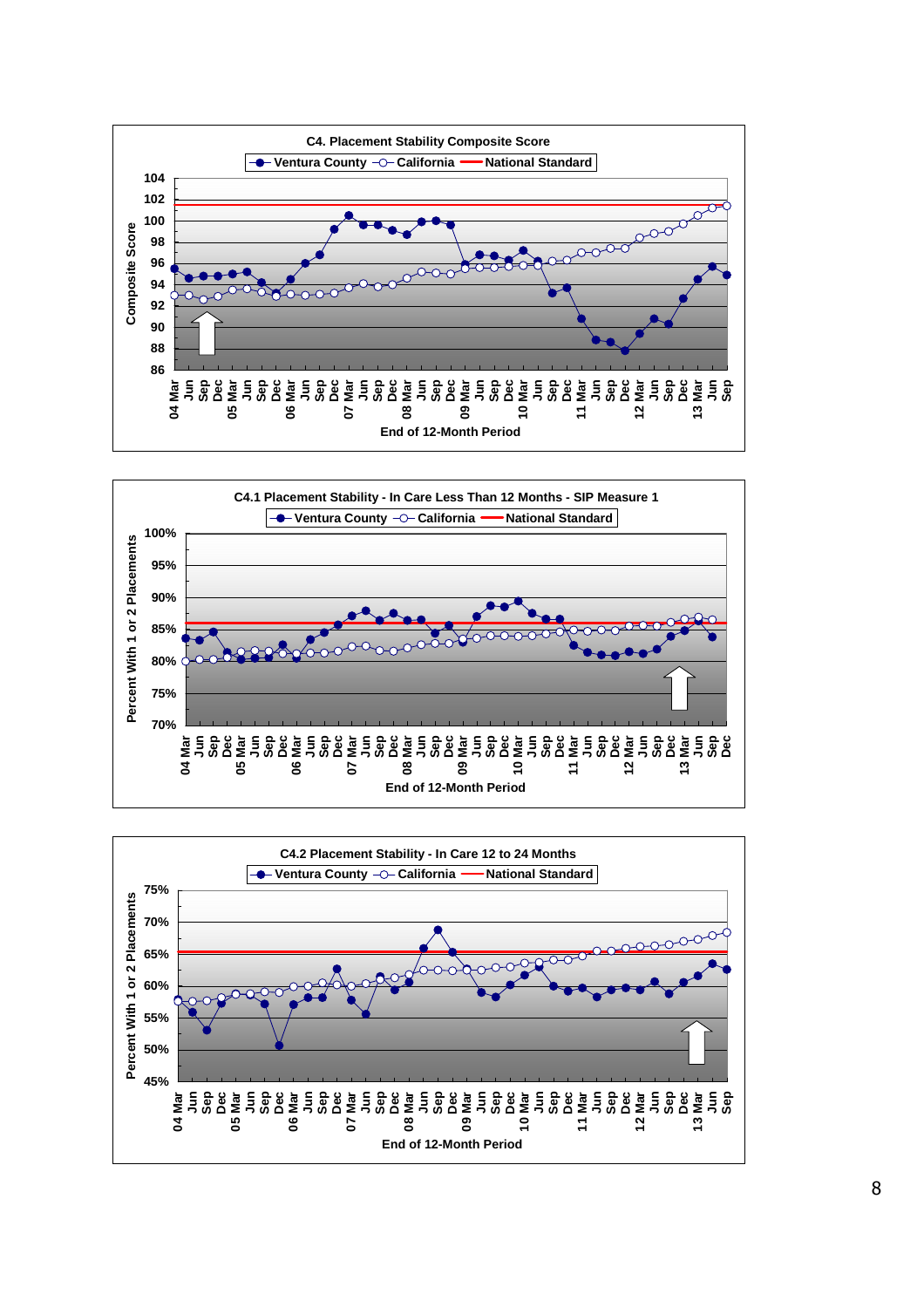**C4. Placement Stability Composite Score**

Ventura County — California — National Standard

Composite Score (86–104) by End of 12-Month Period (04 Mar – 13 Sep)

**C4.1 Placement Stability - In Care Less Than 12 Months - SIP Measure 1**

Ventura County — California — National Standard

Percent With 1 or 2 Placements (70%–100%) by End of 12-Month Period (04 Mar – 13 Dec)

**C4.2 Placement Stability - In Care 12 to 24 Months**

Ventura County — California — National Standard

Percent With 1 or 2 Placements (45%–75%) by End of 12-Month Period (04 Mar – 13 Sep)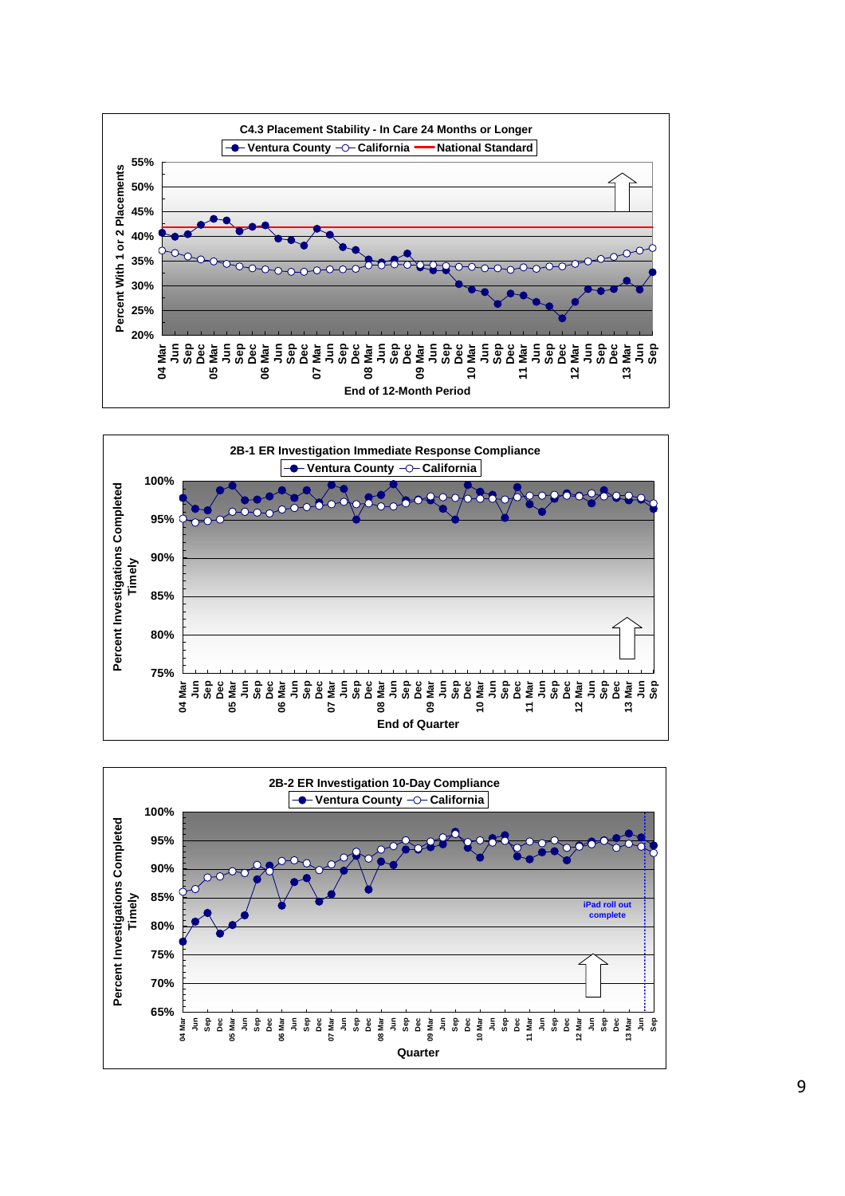**C4.3 Placement Stability - In Care 24 Months or Longer**

Legend: Ventura County, California, National Standard

Y-axis: Percent With 1 or 2 Placements (20% – 55%)

X-axis: End of 12-Month Period (04 Mar – 13 Sep)

**2B-1 ER Investigation Immediate Response Compliance**

Legend: Ventura County, California

Y-axis: Percent Investigations Completed Timely (75% – 100%)

X-axis: End of Quarter (04 Mar – 13 Sep)

**2B-2 ER Investigation 10-Day Compliance**

Legend: Ventura County, California

Y-axis: Percent Investigations Completed Timely (65% – 100%)

X-axis: Quarter (04 Mar – 13 Sep)

iPad roll out complete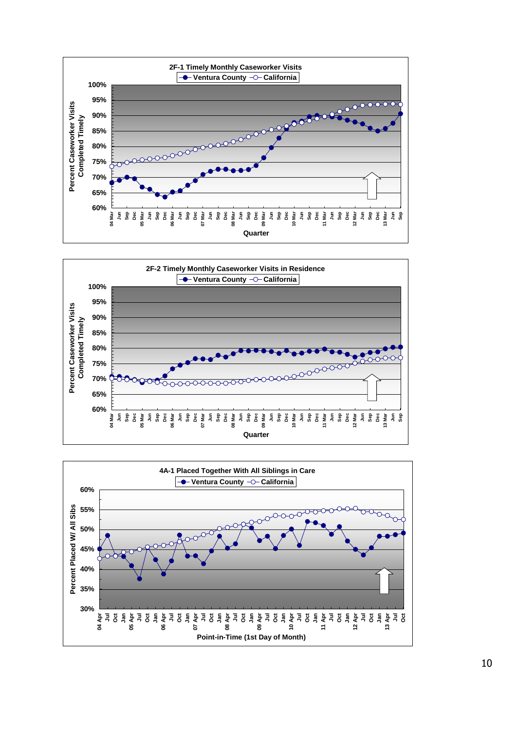**2F-1 Timely Monthly Caseworker Visits**

Ventura County — California

Percent Caseworker Visits Completed Timely

100%, 95%, 90%, 85%, 80%, 75%, 70%, 65%, 60%

04 Mar, Jun, Sep, Dec, 05 Mar, Jun, Sep, Dec, 06 Mar, Jun, Sep, Dec, 07 Mar, Jun, Sep, Dec, 08 Mar, Jun, Sep, Dec, 09 Mar, Jun, Sep, Dec, 10 Mar, Jun, Sep, Dec, 11 Mar, Jun, Sep, Dec, 12 Mar, Jun, Sep, Dec, 13 Mar, Jun, Sep

Quarter

**2F-2 Timely Monthly Caseworker Visits in Residence**

Ventura County — California

Percent Caseworker Visits Completed Timely

100%, 95%, 90%, 85%, 80%, 75%, 70%, 65%, 60%

04 Mar, Jun, Sep, Dec, 05 Mar, Jun, Sep, Dec, 06 Mar, Jun, Sep, Dec, 07 Mar, Jun, Sep, Dec, 08 Mar, Jun, Sep, Dec, 09 Mar, Jun, Sep, Dec, 10 Mar, Jun, Sep, Dec, 11 Mar, Jun, Sep, Dec, 12 Mar, Jun, Sep, Dec, 13 Mar, Jun, Sep

Quarter

**4A-1 Placed Together With All Siblings in Care**

Ventura County — California

Percent Placed W/ All Sibs

60%, 55%, 50%, 45%, 40%, 35%, 30%

04 Apr, Jul, Oct, Jan, 05 Apr, Jul, Oct, Jan, 06 Apr, Jul, Oct, Jan, 07 Apr, Jul, Oct, Jan, 08 Apr, Jul, Oct, Jan, 09 Apr, Jul, Oct, Jan, 10 Apr, Jul, Oct, Jan, 11 Apr, Jul, Oct, Jan, 12 Apr, Jul, Oct, Jan, 13 Apr, Jul, Oct

Point-in-Time (1st Day of Month)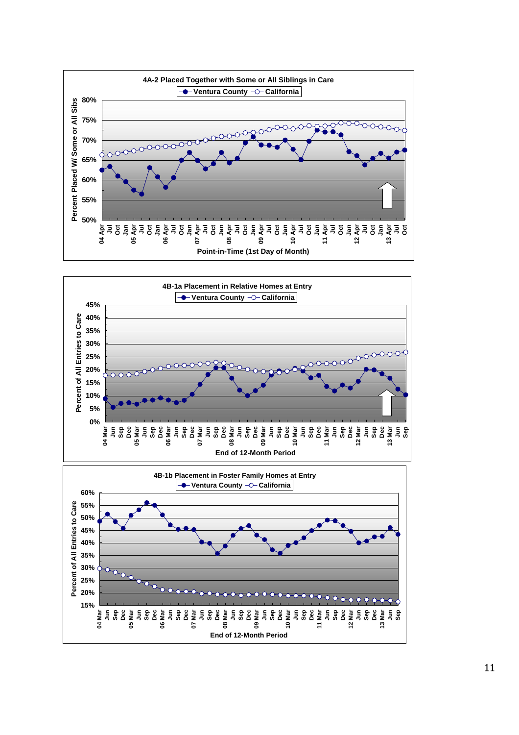**4A-2 Placed Together with Some or All Siblings in Care**

Ventura County — California

Percent Placed W/ Some or All Sibs

Point-in-Time (1st Day of Month)

**4B-1a Placement in Relative Homes at Entry**

Ventura County — California

Percent of All Entries to Care

End of 12-Month Period

**4B-1b Placement in Foster Family Homes at Entry**

Ventura County — California

Percent of All Entries to Care

End of 12-Month Period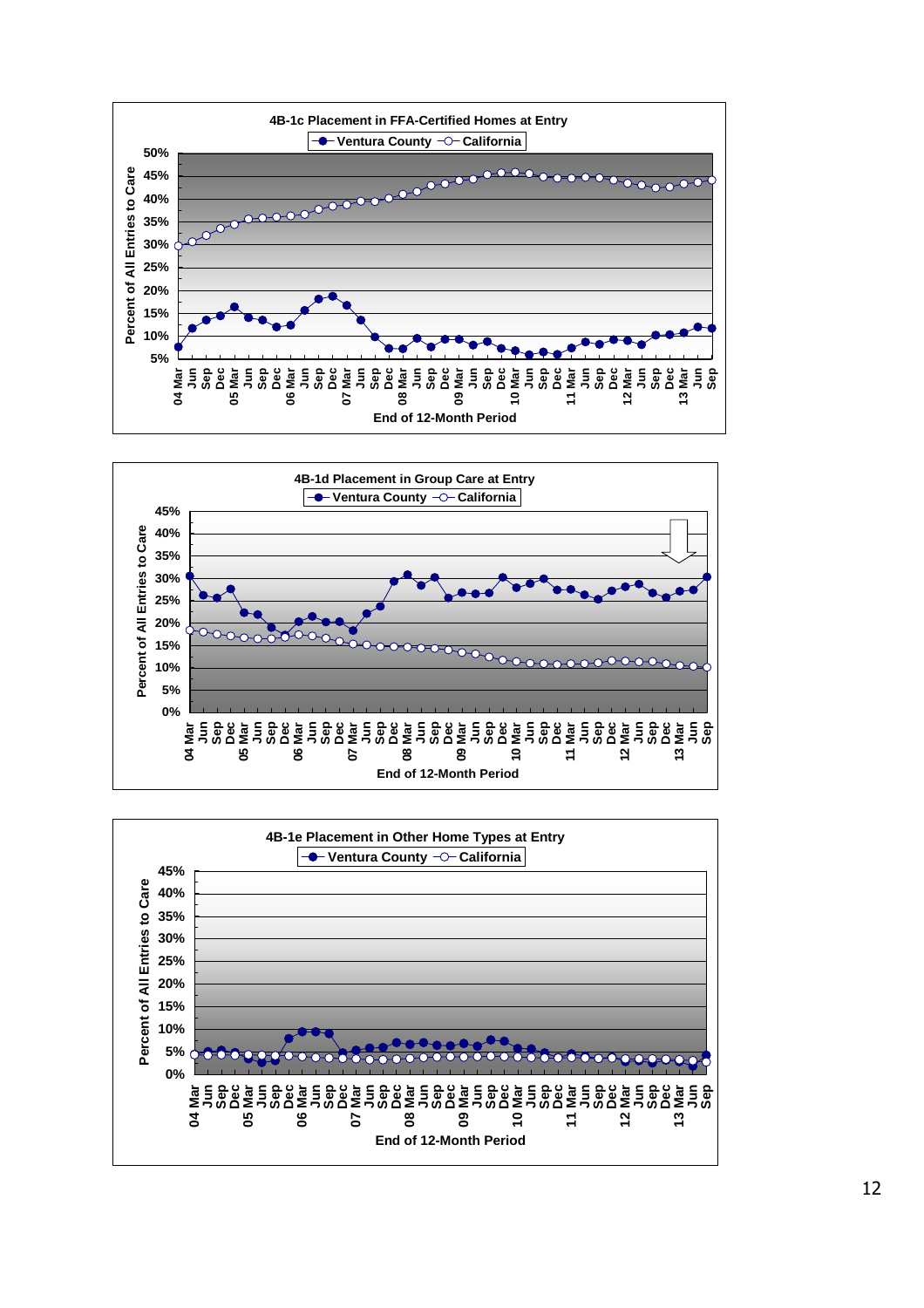**4B-1c Placement in FFA-Certified Homes at Entry**

Legend: Ventura County, California

Y-axis: Percent of All Entries to Care (5%–50%)

X-axis: End of 12-Month Period (04 Mar – 13 Sep)

**4B-1d Placement in Group Care at Entry**

Legend: Ventura County, California

Y-axis: Percent of All Entries to Care (0%–45%)

X-axis: End of 12-Month Period (04 Mar – 13 Sep)

**4B-1e Placement in Other Home Types at Entry**

Legend: Ventura County, California

Y-axis: Percent of All Entries to Care (0%–45%)

X-axis: End of 12-Month Period (04 Mar – 13 Sep)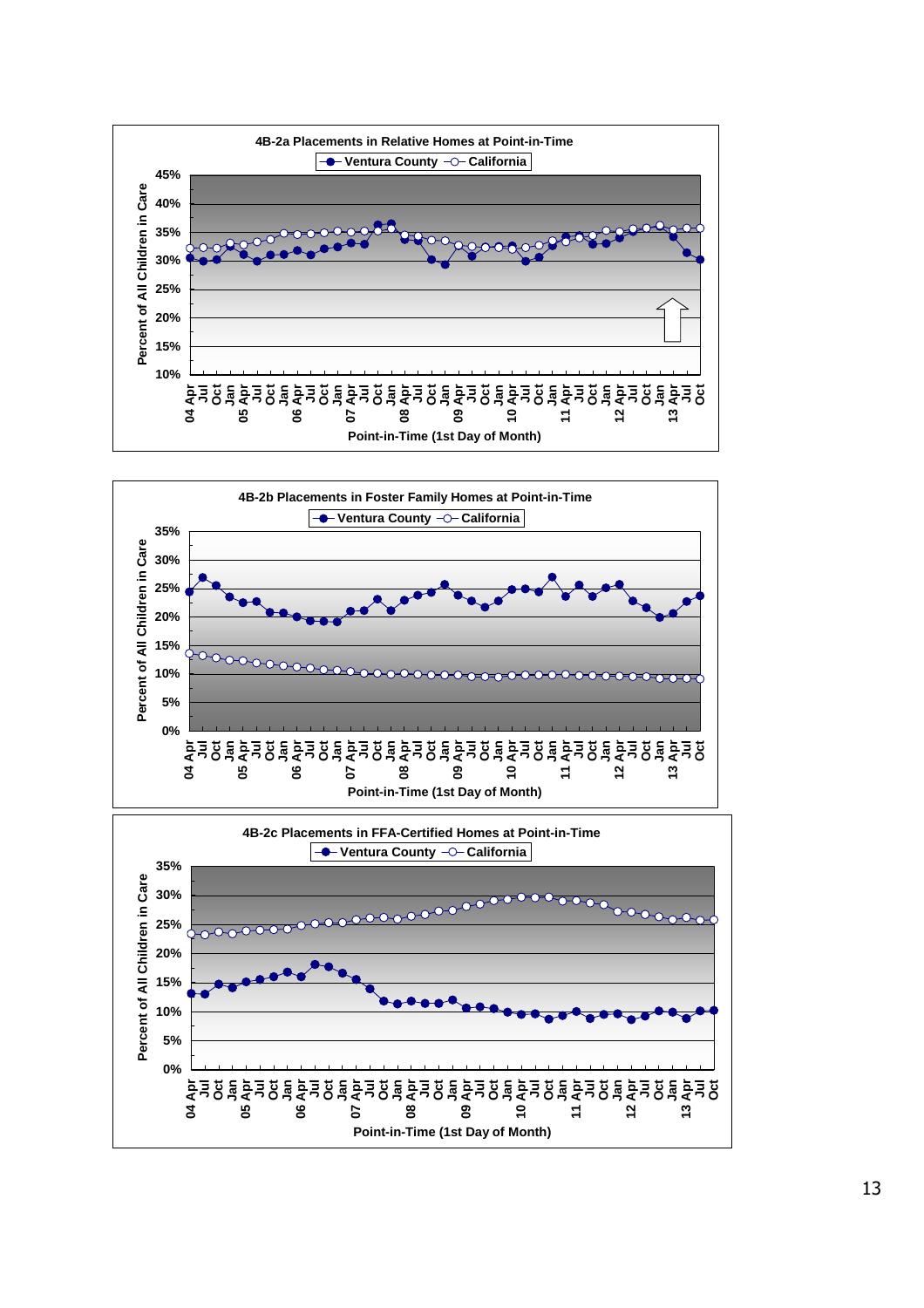**4B-2a Placements in Relative Homes at Point-in-Time**

Ventura County — California

Percent of All Children in Care: 10%, 15%, 20%, 25%, 30%, 35%, 40%, 45%

Point-in-Time (1st Day of Month): 04 Apr, Jul, Oct, Jan, 05 Apr, Jul, Oct, Jan, 06 Apr, Jul, Oct, Jan, 07 Apr, Jul, Oct, Jan, 08 Apr, Jul, Oct, Jan, 09 Apr, Jul, Oct, Jan, 10 Apr, Jul, Oct, Jan, 11 Apr, Jul, Oct, Jan, 12 Apr, Jul, Oct, Jan, 13 Apr, Jul, Oct

**4B-2b Placements in Foster Family Homes at Point-in-Time**

Ventura County — California

Percent of All Children in Care: 0%, 5%, 10%, 15%, 20%, 25%, 30%, 35%

Point-in-Time (1st Day of Month): 04 Apr, Jul, Oct, Jan, 05 Apr, Jul, Oct, Jan, 06 Apr, Jul, Oct, Jan, 07 Apr, Jul, Oct, Jan, 08 Apr, Jul, Oct, Jan, 09 Apr, Jul, Oct, Jan, 10 Apr, Jul, Oct, Jan, 11 Apr, Jul, Oct, Jan, 12 Apr, Jul, Oct, Jan, 13 Apr, Jul, Oct

**4B-2c Placements in FFA-Certified Homes at Point-in-Time**

Ventura County — California

Percent of All Children in Care: 0%, 5%, 10%, 15%, 20%, 25%, 30%, 35%

Point-in-Time (1st Day of Month): 04 Apr, Jul, Oct, Jan, 05 Apr, Jul, Oct, Jan, 06 Apr, Jul, Oct, Jan, 07 Apr, Jul, Oct, Jan, 08 Apr, Jul, Oct, Jan, 09 Apr, Jul, Oct, Jan, 10 Apr, Jul, Oct, Jan, 11 Apr, Jul, Oct, Jan, 12 Apr, Jul, Oct, Jan, 13 Apr, Jul, Oct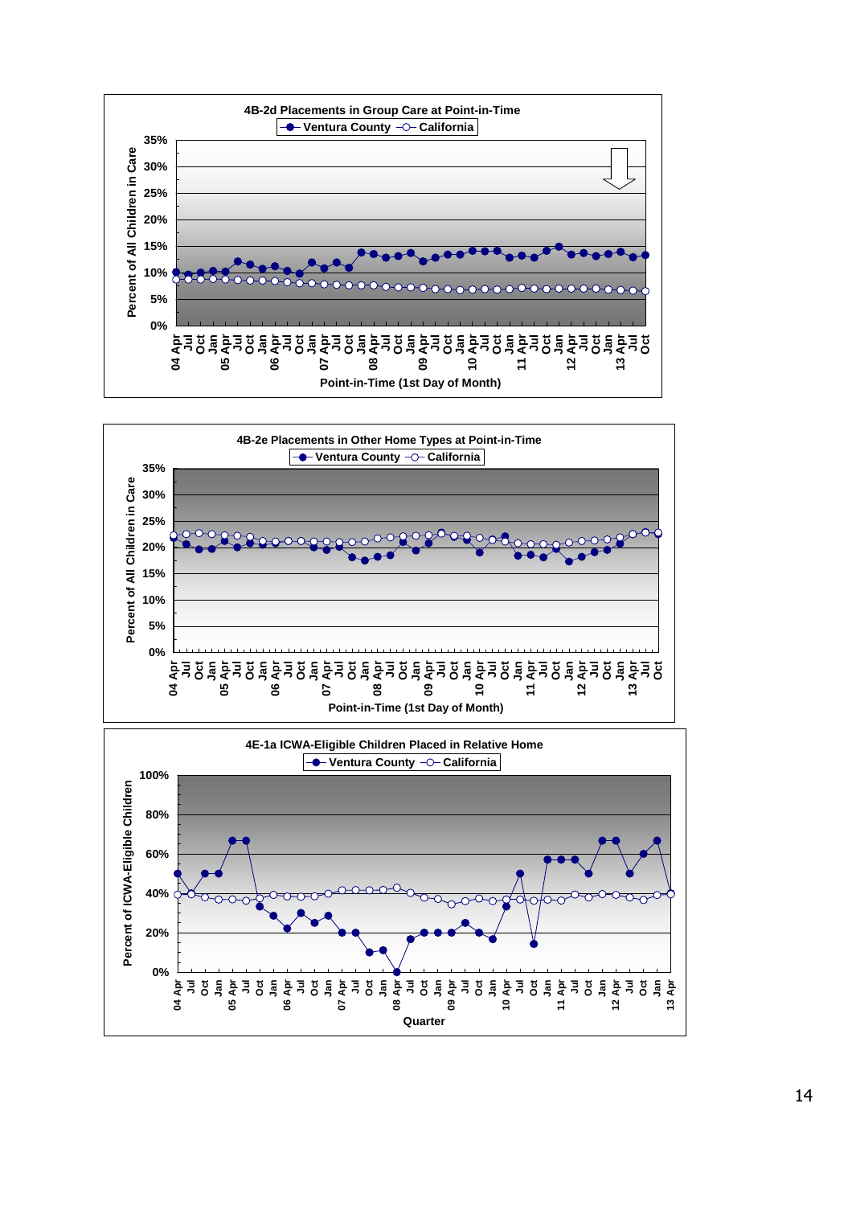**4B-2d Placements in Group Care at Point-in-Time**

Ventura County — California

Percent of All Children in Care (0%–35%)

Point-in-Time (1st Day of Month): 04 Apr, Jul, Oct, Jan, 05 Apr, Jul, Oct, Jan, 06 Apr, Jul, Oct, Jan, 07 Apr, Jul, Oct, Jan, 08 Apr, Jul, Oct, Jan, 09 Apr, Jul, Oct, Jan, 10 Apr, Jul, Oct, Jan, 11 Apr, Jul, Oct, Jan, 12 Apr, Jul, Oct, Jan, 13 Apr, Jul, Oct

**4B-2e Placements in Other Home Types at Point-in-Time**

Ventura County — California

Percent of All Children in Care (0%–35%)

Point-in-Time (1st Day of Month): 04 Apr, Jul, Oct, Jan, 05 Apr, Jul, Oct, Jan, 06 Apr, Jul, Oct, Jan, 07 Apr, Jul, Oct, Jan, 08 Apr, Jul, Oct, Jan, 09 Apr, Jul, Oct, Jan, 10 Apr, Jul, Oct, Jan, 11 Apr, Jul, Oct, Jan, 12 Apr, Jul, Oct, Jan, 13 Apr, Jul, Oct

**4E-1a ICWA-Eligible Children Placed in Relative Home**

Ventura County — California

Percent of ICWA-Eligible Children (0%–100%)

Quarter: 04 Apr, Jul, Oct, Jan, 05 Apr, Jul, Oct, Jan, 06 Apr, Jul, Oct, Jan, 07 Apr, Jul, Oct, Jan, 08 Apr, Jul, Oct, Jan, 09 Apr, Jul, Oct, Jan, 10 Apr, Jul, Oct, Jan, 11 Apr, Jul, Oct, Jan, 12 Apr, Jul, Oct, Jan, 13 Apr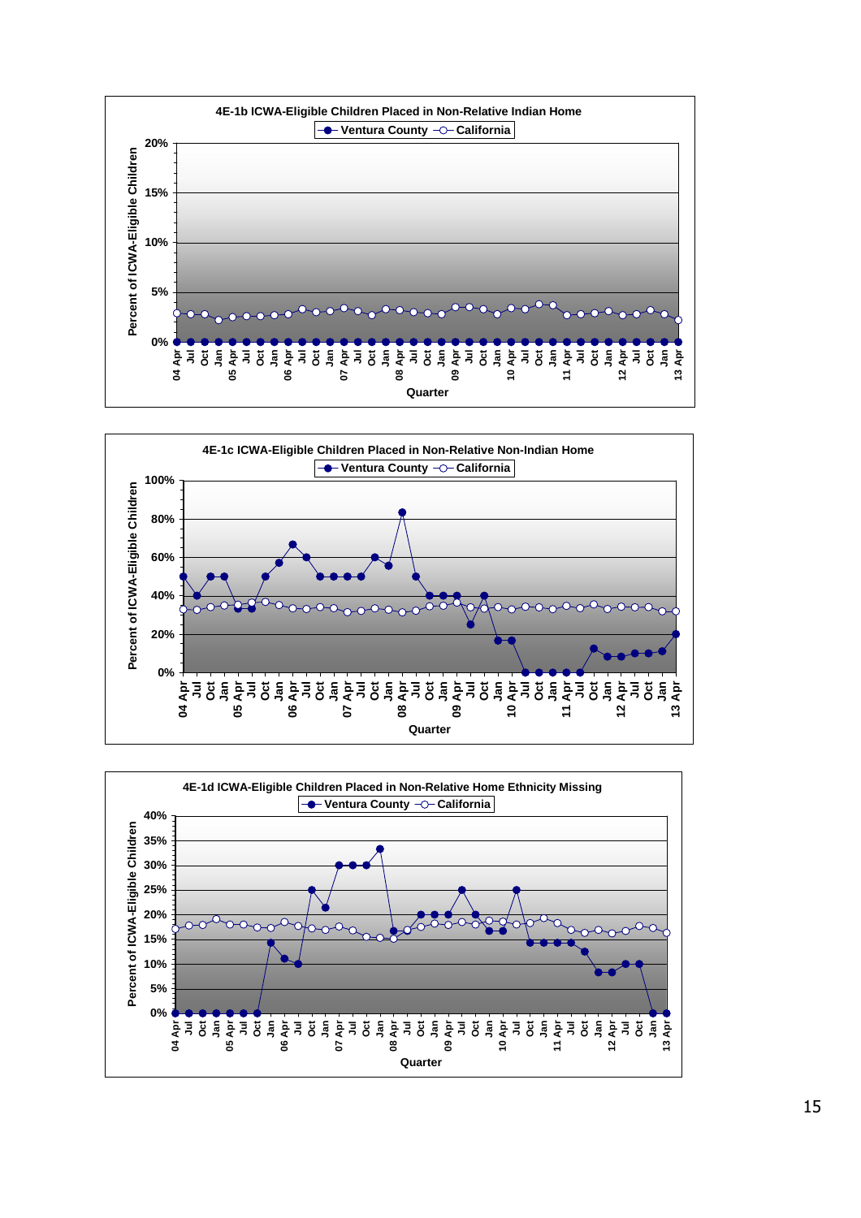**4E-1b ICWA-Eligible Children Placed in Non-Relative Indian Home**

Ventura County — California

Percent of ICWA-Eligible Children: 0%, 5%, 10%, 15%, 20%

Quarter: 04 Apr, Jul, Oct, Jan, 05 Apr, Jul, Oct, Jan, 06 Apr, Jul, Oct, Jan, 07 Apr, Jul, Oct, Jan, 08 Apr, Jul, Oct, Jan, 09 Apr, Jul, Oct, Jan, 10 Apr, Jul, Oct, Jan, 11 Apr, Jul, Oct, Jan, 12 Apr, Jul, Oct, Jan, 13 Apr

**4E-1c ICWA-Eligible Children Placed in Non-Relative Non-Indian Home**

Ventura County — California

Percent of ICWA-Eligible Children: 0%, 20%, 40%, 60%, 80%, 100%

Quarter: 04 Apr, Jul, Oct, Jan, 05 Apr, Jul, Oct, Jan, 06 Apr, Jul, Oct, Jan, 07 Apr, Jul, Oct, Jan, 08 Apr, Jul, Oct, Jan, 09 Apr, Jul, Oct, Jan, 10 Apr, Jul, Oct, Jan, 11 Apr, Jul, Oct, Jan, 12 Apr, Jul, Oct, Jan, 13 Apr

**4E-1d ICWA-Eligible Children Placed in Non-Relative Home Ethnicity Missing**

Ventura County — California

Percent of ICWA-Eligible Children: 0%, 5%, 10%, 15%, 20%, 25%, 30%, 35%, 40%

Quarter: 04 Apr, Jul, Oct, Jan, 05 Apr, Jul, Oct, Jan, 06 Apr, Jul, Oct, Jan, 07 Apr, Jul, Oct, Jan, 08 Apr, Jul, Oct, Jan, 09 Apr, Jul, Oct, Jan, 10 Apr, Jul, Oct, Jan, 11 Apr, Jul, Oct, Jan, 12 Apr, Jul, Oct, Jan, 13 Apr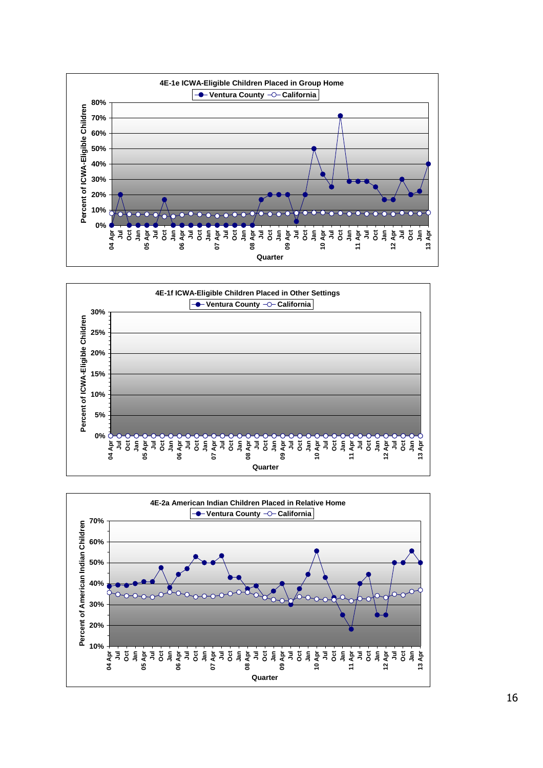## 4E-1e ICWA-Eligible Children Placed in Group Home

Ventura County — California

Percent of ICWA-Eligible Children

0% 10% 20% 30% 40% 50% 60% 70% 80%

04 Apr, Jul, Oct, Jan, 05 Apr, Jul, Oct, Jan, 06 Apr, Jul, Oct, Jan, 07 Apr, Jul, Oct, Jan, 08 Apr, Jul, Oct, Jan, 09 Apr, Jul, Oct, Jan, 10 Apr, Jul, Oct, Jan, 11 Apr, Jul, Oct, Jan, 12 Apr, Jul, Oct, Jan, 13 Apr

Quarter

## 4E-1f ICWA-Eligible Children Placed in Other Settings

Ventura County — California

Percent of ICWA-Eligible Children

0% 5% 10% 15% 20% 25% 30%

04 Apr, Jul, Oct, Jan, 05 Apr, Jul, Oct, Jan, 06 Apr, Jul, Oct, Jan, 07 Apr, Jul, Oct, Jan, 08 Apr, Jul, Oct, Jan, 09 Apr, Jul, Oct, Jan, 10 Apr, Jul, Oct, Jan, 11 Apr, Jul, Oct, Jan, 12 Apr, Jul, Oct, Jan, 13 Apr

Quarter

## 4E-2a American Indian Children Placed in Relative Home

Ventura County — California

Percent of American Indian Children

10% 20% 30% 40% 50% 60% 70%

04 Apr, Jul, Oct, Jan, 05 Apr, Jul, Oct, Jan, 06 Apr, Jul, Oct, Jan, 07 Apr, Jul, Oct, Jan, 08 Apr, Jul, Oct, Jan, 09 Apr, Jul, Oct, Jan, 10 Apr, Jul, Oct, Jan, 11 Apr, Jul, Oct, Jan, 12 Apr, Jul, Oct, Jan, 13 Apr

Quarter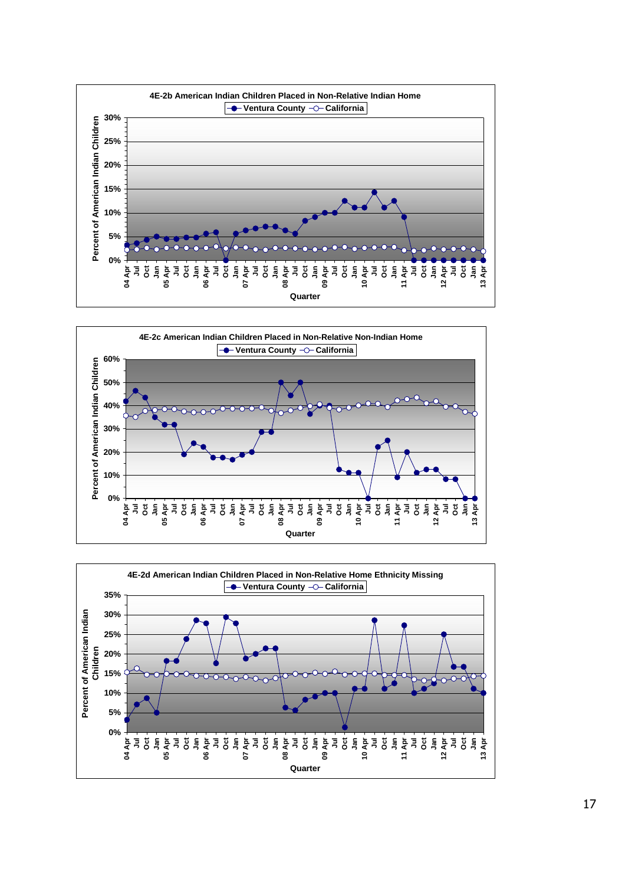### 4E-2b American Indian Children Placed in Non-Relative Indian Home

Legend: Ventura County, California

Y-axis: Percent of American Indian Children (0%–30%)

X-axis: Quarter (04 Apr – 13 Apr)

### 4E-2c American Indian Children Placed in Non-Relative Non-Indian Home

Legend: Ventura County, California

Y-axis: Percent of American Indian Children (0%–60%)

X-axis: Quarter (04 Apr – 13 Apr)

### 4E-2d American Indian Children Placed in Non-Relative Home Ethnicity Missing

Legend: Ventura County, California

Y-axis: Percent of American Indian Children (0%–35%)

X-axis: Quarter (04 Apr – 13 Apr)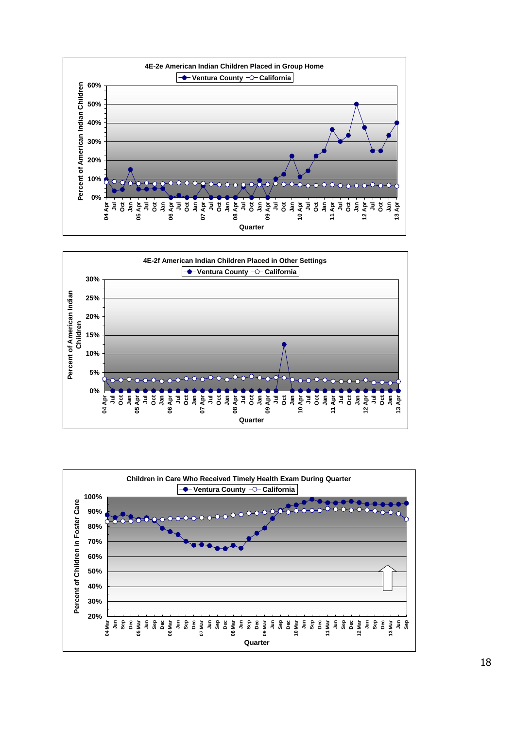**4E-2e American Indian Children Placed in Group Home**

Ventura County — California

Percent of American Indian Children

Quarter

**4E-2f American Indian Children Placed in Other Settings**

Ventura County — California

Percent of American Indian Children

Quarter

**Children in Care Who Received Timely Health Exam During Quarter**

Ventura County — California

Percent of Children in Foster Care

Quarter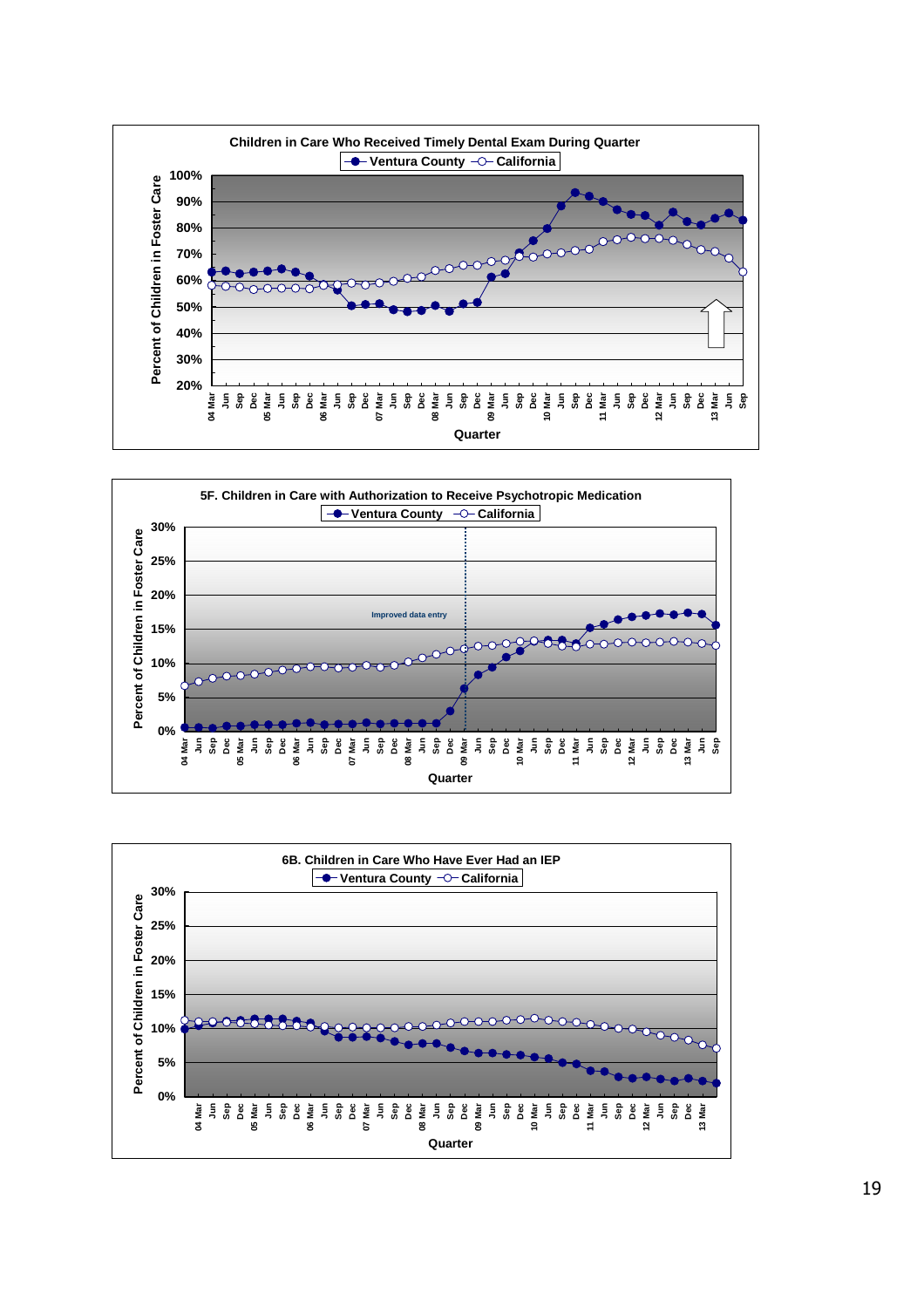Children in Care Who Received Timely Dental Exam During Quarter

Ventura County — California

Percent of Children in Foster Care

100%
90%
80%
70%
60%
50%
40%
30%
20%

04 Mar, Jun, Sep, Dec, 05 Mar, Jun, Sep, Dec, 06 Mar, Jun, Sep, Dec, 07 Mar, Jun, Sep, Dec, 08 Mar, Jun, Sep, Dec, 09 Mar, Jun, Sep, Dec, 10 Mar, Jun, Sep, Dec, 11 Mar, Jun, Sep, Dec, 12 Mar, Jun, Sep, Dec, 13 Mar, Jun, Sep

Quarter

5F. Children in Care with Authorization to Receive Psychotropic Medication

Ventura County — California

Percent of Children in Foster Care

30%
25%
20%
15%
10%
5%
0%

Improved data entry

04 Mar, Jun, Sep, Dec, 05 Mar, Jun, Sep, Dec, 06 Mar, Jun, Sep, Dec, 07 Mar, Jun, Sep, Dec, 08 Mar, Jun, Sep, Dec, 09 Mar, Jun, Sep, Dec, 10 Mar, Jun, Sep, Dec, 11 Mar, Jun, Sep, Dec, 12 Mar, Jun, Sep, Dec, 13 Mar, Jun, Sep

Quarter

6B. Children in Care Who Have Ever Had an IEP

Ventura County — California

Percent of Children in Foster Care

30%
25%
20%
15%
10%
5%
0%

04 Mar, Jun, Sep, Dec, 05 Mar, Jun, Sep, Dec, 06 Mar, Jun, Sep, Dec, 07 Mar, Jun, Sep, Dec, 08 Mar, Jun, Sep, Dec, 09 Mar, Jun, Sep, Dec, 10 Mar, Jun, Sep, Dec, 11 Mar, Jun, Sep, Dec, 12 Mar, Jun, Sep, Dec, 13 Mar

Quarter